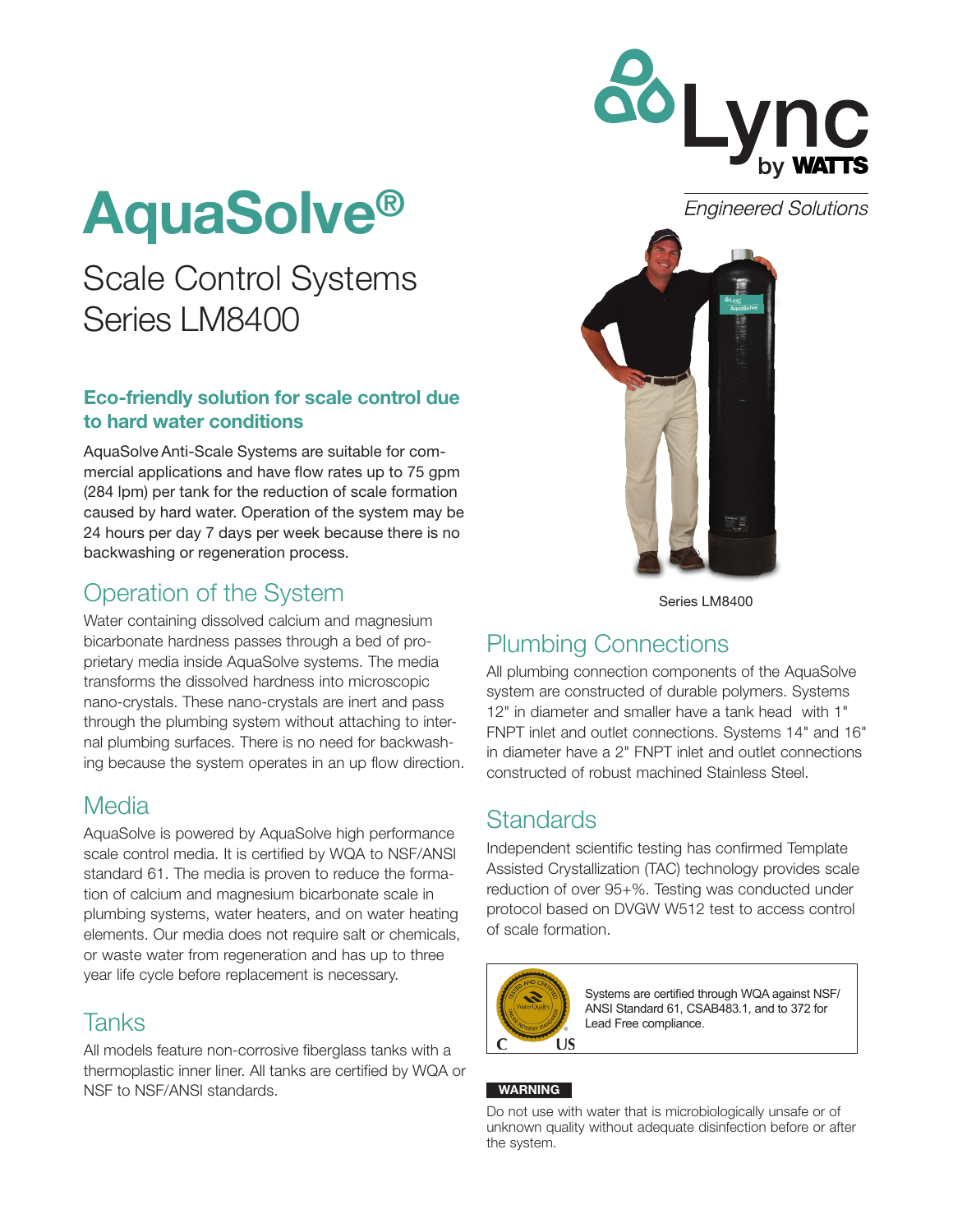# AquaSolve®

## Scale Control Systems
## Series LM8400

Engineered Solutions

### Eco-friendly solution for scale control due to hard water conditions

AquaSolve Anti-Scale Systems are suitable for commercial applications and have flow rates up to 75 gpm (284 lpm) per tank for the reduction of scale formation caused by hard water. Operation of the system may be 24 hours per day 7 days per week because there is no backwashing or regeneration process.

## Operation of the System

Water containing dissolved calcium and magnesium bicarbonate hardness passes through a bed of proprietary media inside AquaSolve systems. The media transforms the dissolved hardness into microscopic nano-crystals. These nano-crystals are inert and pass through the plumbing system without attaching to internal plumbing surfaces. There is no need for backwashing because the system operates in an up flow direction.

## Media

AquaSolve is powered by AquaSolve high performance scale control media. It is certified by WQA to NSF/ANSI standard 61. The media is proven to reduce the formation of calcium and magnesium bicarbonate scale in plumbing systems, water heaters, and on water heating elements. Our media does not require salt or chemicals, or waste water from regeneration and has up to three year life cycle before replacement is necessary.

## Tanks

All models feature non-corrosive fiberglass tanks with a thermoplastic inner liner. All tanks are certified by WQA or NSF to NSF/ANSI standards.

Series LM8400

## Plumbing Connections

All plumbing connection components of the AquaSolve system are constructed of durable polymers. Systems 12" in diameter and smaller have a tank head with 1" FNPT inlet and outlet connections. Systems 14" and 16" in diameter have a 2" FNPT inlet and outlet connections constructed of robust machined Stainless Steel.

## Standards

Independent scientific testing has confirmed Template Assisted Crystallization (TAC) technology provides scale reduction of over 95+%. Testing was conducted under protocol based on DVGW W512 test to access control of scale formation.

Systems are certified through WQA against NSF/ANSI Standard 61, CSAB483.1, and to 372 for Lead Free compliance.

**WARNING**

Do not use with water that is microbiologically unsafe or of unknown quality without adequate disinfection before or after the system.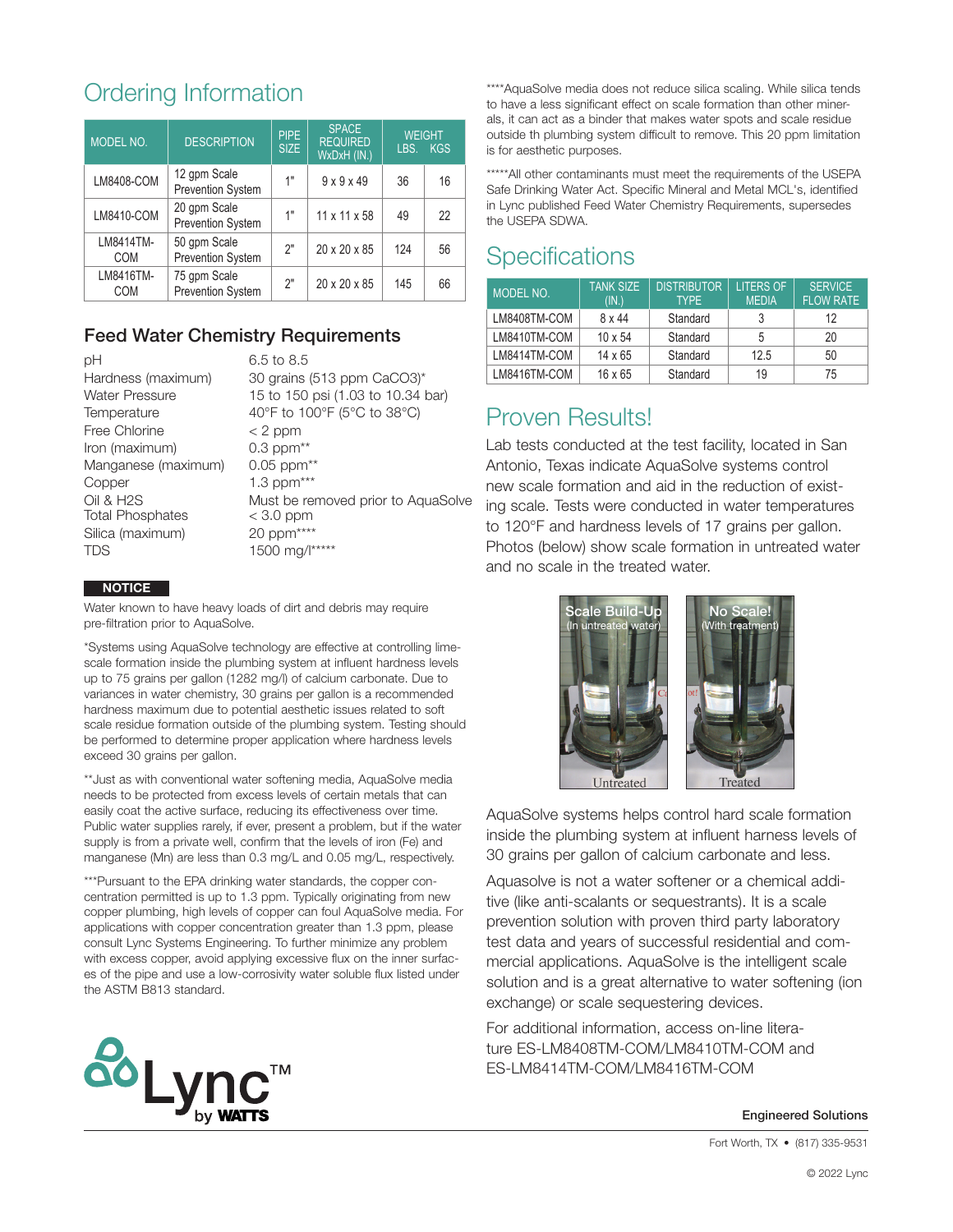## Ordering Information

| MODEL NO. | DESCRIPTION | PIPE SIZE | SPACE REQUIRED WxDxH (IN.) | WEIGHT LBS. | KGS |
|---|---|---|---|---|---|
| LM8408-COM | 12 gpm Scale Prevention System | 1" | 9 x 9 x 49 | 36 | 16 |
| LM8410-COM | 20 gpm Scale Prevention System | 1" | 11 x 11 x 58 | 49 | 22 |
| LM8414TM-COM | 50 gpm Scale Prevention System | 2" | 20 x 20 x 85 | 124 | 56 |
| LM8416TM-COM | 75 gpm Scale Prevention System | 2" | 20 x 20 x 85 | 145 | 66 |

### Feed Water Chemistry Requirements

| | |
|---|---|
| pH | 6.5 to 8.5 |
| Hardness (maximum) | 30 grains (513 ppm $CaCO_3$)* |
| Water Pressure | 15 to 150 psi (1.03 to 10.34 bar) |
| Temperature | 40°F to 100°F (5°C to 38°C) |
| Free Chlorine | < 2 ppm |
| Iron (maximum) | 0.3 ppm** |
| Manganese (maximum) | 0.05 ppm** |
| Copper | 1.3 ppm*** |
| Oil & $H_2S$ | Must be removed prior to AquaSolve |
| Total Phosphates | < 3.0 ppm |
| Silica (maximum) | 20 ppm**** |
| TDS | 1500 mg/l***** |

**NOTICE**

Water known to have heavy loads of dirt and debris may require pre-filtration prior to AquaSolve.

*Systems using AquaSolve technology are effective at controlling limescale formation inside the plumbing system at influent hardness levels up to 75 grains per gallon (1282 mg/l) of calcium carbonate. Due to variances in water chemistry, 30 grains per gallon is a recommended hardness maximum due to potential aesthetic issues related to soft scale residue formation outside of the plumbing system. Testing should be performed to determine proper application where hardness levels exceed 30 grains per gallon.

**Just as with conventional water softening media, AquaSolve media needs to be protected from excess levels of certain metals that can easily coat the active surface, reducing its effectiveness over time. Public water supplies rarely, if ever, present a problem, but if the water supply is from a private well, confirm that the levels of iron (Fe) and manganese (Mn) are less than 0.3 mg/L and 0.05 mg/L, respectively.

***Pursuant to the EPA drinking water standards, the copper concentration permitted is up to 1.3 ppm. Typically originating from new copper plumbing, high levels of copper can foul AquaSolve media. For applications with copper concentration greater than 1.3 ppm, please consult Lync Systems Engineering. To further minimize any problem with excess copper, avoid applying excessive flux on the inner surfaces of the pipe and use a low-corrosivity water soluble flux listed under the ASTM B813 standard.

****AquaSolve media does not reduce silica scaling. While silica tends to have a less significant effect on scale formation than other minerals, it can act as a binder that makes water spots and scale residue outside th plumbing system difficult to remove. This 20 ppm limitation is for aesthetic purposes.

*****All other contaminants must meet the requirements of the USEPA Safe Drinking Water Act. Specific Mineral and Metal MCL's, identified in Lync published Feed Water Chemistry Requirements, supersedes the USEPA SDWA.

## Specifications

| MODEL NO. | TANK SIZE (IN.) | DISTRIBUTOR TYPE | LITERS OF MEDIA | SERVICE FLOW RATE |
|---|---|---|---|---|
| LM8408TM-COM | 8 x 44 | Standard | 3 | 12 |
| LM8410TM-COM | 10 x 54 | Standard | 5 | 20 |
| LM8414TM-COM | 14 x 65 | Standard | 12.5 | 50 |
| LM8416TM-COM | 16 x 65 | Standard | 19 | 75 |

## Proven Results!

Lab tests conducted at the test facility, located in San Antonio, Texas indicate AquaSolve systems control new scale formation and aid in the reduction of existing scale. Tests were conducted in water temperatures to 120°F and hardness levels of 17 grains per gallon. Photos (below) show scale formation in untreated water and no scale in the treated water.

Scale Build-Up (In untreated water)

No Scale! (With treatment)

AquaSolve systems helps control hard scale formation inside the plumbing system at influent harness levels of 30 grains per gallon of calcium carbonate and less.

Aquasolve is not a water softener or a chemical additive (like anti-scalants or sequestrants). It is a scale prevention solution with proven third party laboratory test data and years of successful residential and commercial applications. AquaSolve is the intelligent scale solution and is a great alternative to water softening (ion exchange) or scale sequestering devices.

For additional information, access on-line literature ES-LM8408TM-COM/LM8410TM-COM and ES-LM8414TM-COM/LM8416TM-COM

Lync™ by WATTS

Engineered Solutions

Fort Worth, TX • (817) 335-9531

© 2022 Lync